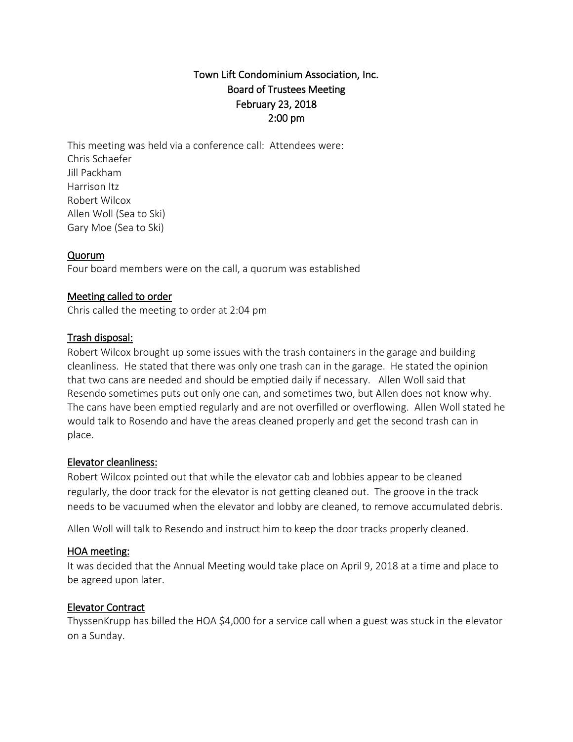# Town Lift Condominium Association, Inc.
## Board of Trustees Meeting
## February 23, 2018
## 2:00 pm

This meeting was held via a conference call: Attendees were:
Chris Schaefer
Jill Packham
Harrison Itz
Robert Wilcox
Allen Woll (Sea to Ski)
Gary Moe (Sea to Ski)

### Quorum

Four board members were on the call, a quorum was established

### Meeting called to order

Chris called the meeting to order at 2:04 pm

### Trash disposal:

Robert Wilcox brought up some issues with the trash containers in the garage and building cleanliness. He stated that there was only one trash can in the garage. He stated the opinion that two cans are needed and should be emptied daily if necessary. Allen Woll said that Resendo sometimes puts out only one can, and sometimes two, but Allen does not know why. The cans have been emptied regularly and are not overfilled or overflowing. Allen Woll stated he would talk to Rosendo and have the areas cleaned properly and get the second trash can in place.

### Elevator cleanliness:

Robert Wilcox pointed out that while the elevator cab and lobbies appear to be cleaned regularly, the door track for the elevator is not getting cleaned out. The groove in the track needs to be vacuumed when the elevator and lobby are cleaned, to remove accumulated debris.

Allen Woll will talk to Resendo and instruct him to keep the door tracks properly cleaned.

### HOA meeting:

It was decided that the Annual Meeting would take place on April 9, 2018 at a time and place to be agreed upon later.

### Elevator Contract

ThyssenKrupp has billed the HOA $4,000 for a service call when a guest was stuck in the elevator on a Sunday.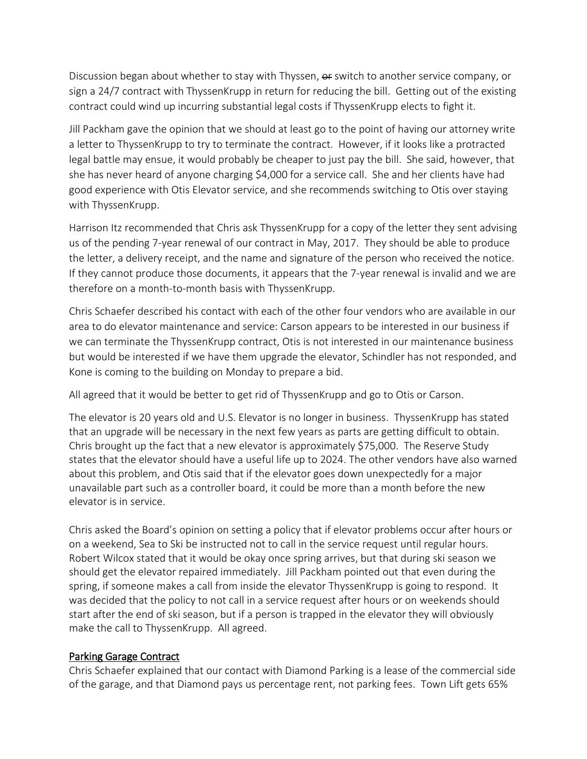Discussion began about whether to stay with Thyssen, ~~or~~ switch to another service company, or sign a 24/7 contract with ThyssenKrupp in return for reducing the bill. Getting out of the existing contract could wind up incurring substantial legal costs if ThyssenKrupp elects to fight it.

Jill Packham gave the opinion that we should at least go to the point of having our attorney write a letter to ThyssenKrupp to try to terminate the contract. However, if it looks like a protracted legal battle may ensue, it would probably be cheaper to just pay the bill. She said, however, that she has never heard of anyone charging $4,000 for a service call. She and her clients have had good experience with Otis Elevator service, and she recommends switching to Otis over staying with ThyssenKrupp.

Harrison Itz recommended that Chris ask ThyssenKrupp for a copy of the letter they sent advising us of the pending 7-year renewal of our contract in May, 2017. They should be able to produce the letter, a delivery receipt, and the name and signature of the person who received the notice. If they cannot produce those documents, it appears that the 7-year renewal is invalid and we are therefore on a month-to-month basis with ThyssenKrupp.

Chris Schaefer described his contact with each of the other four vendors who are available in our area to do elevator maintenance and service: Carson appears to be interested in our business if we can terminate the ThyssenKrupp contract, Otis is not interested in our maintenance business but would be interested if we have them upgrade the elevator, Schindler has not responded, and Kone is coming to the building on Monday to prepare a bid.

All agreed that it would be better to get rid of ThyssenKrupp and go to Otis or Carson.

The elevator is 20 years old and U.S. Elevator is no longer in business. ThyssenKrupp has stated that an upgrade will be necessary in the next few years as parts are getting difficult to obtain. Chris brought up the fact that a new elevator is approximately $75,000. The Reserve Study states that the elevator should have a useful life up to 2024. The other vendors have also warned about this problem, and Otis said that if the elevator goes down unexpectedly for a major unavailable part such as a controller board, it could be more than a month before the new elevator is in service.

Chris asked the Board's opinion on setting a policy that if elevator problems occur after hours or on a weekend, Sea to Ski be instructed not to call in the service request until regular hours. Robert Wilcox stated that it would be okay once spring arrives, but that during ski season we should get the elevator repaired immediately. Jill Packham pointed out that even during the spring, if someone makes a call from inside the elevator ThyssenKrupp is going to respond. It was decided that the policy to not call in a service request after hours or on weekends should start after the end of ski season, but if a person is trapped in the elevator they will obviously make the call to ThyssenKrupp. All agreed.

## Parking Garage Contract

Chris Schaefer explained that our contact with Diamond Parking is a lease of the commercial side of the garage, and that Diamond pays us percentage rent, not parking fees. Town Lift gets 65%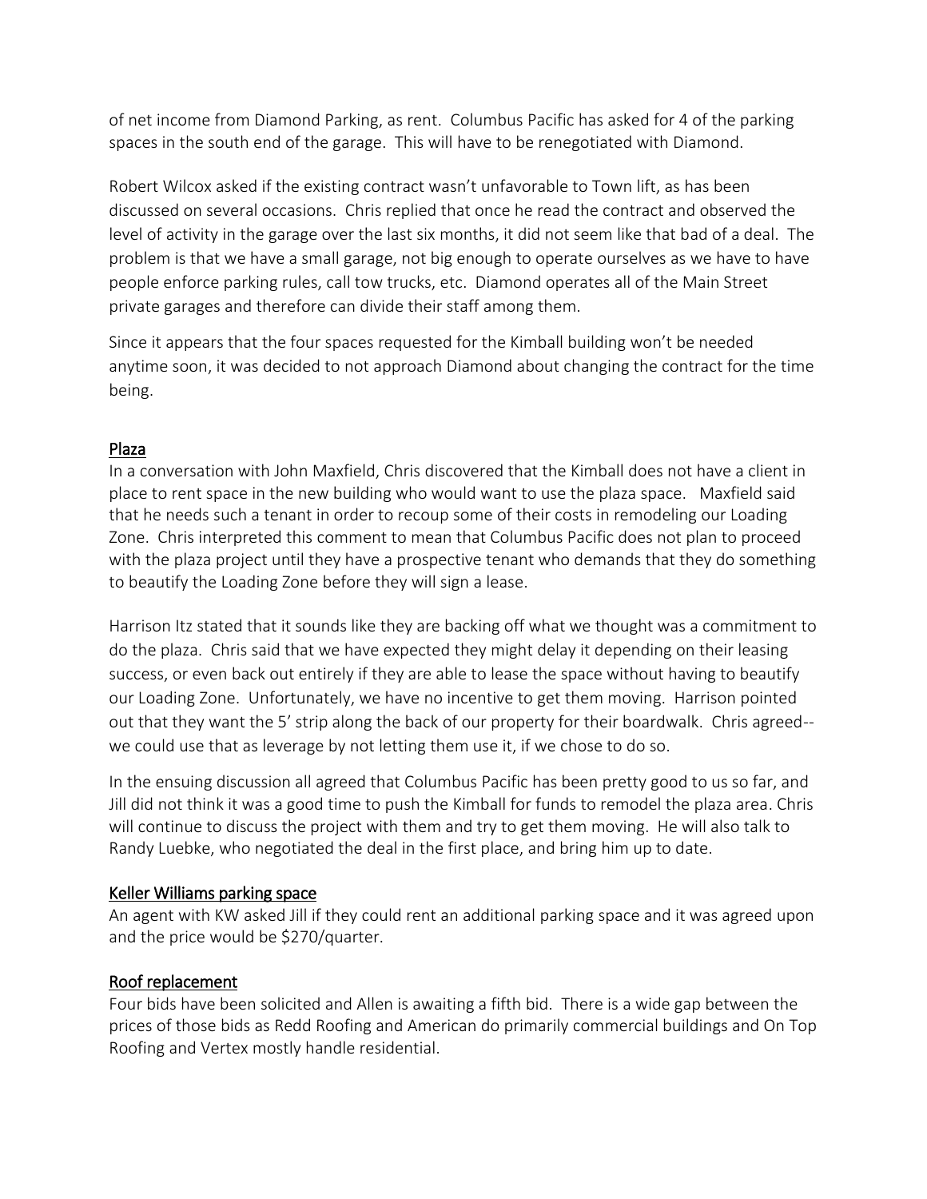of net income from Diamond Parking, as rent. Columbus Pacific has asked for 4 of the parking spaces in the south end of the garage. This will have to be renegotiated with Diamond.

Robert Wilcox asked if the existing contract wasn't unfavorable to Town lift, as has been discussed on several occasions. Chris replied that once he read the contract and observed the level of activity in the garage over the last six months, it did not seem like that bad of a deal. The problem is that we have a small garage, not big enough to operate ourselves as we have to have people enforce parking rules, call tow trucks, etc. Diamond operates all of the Main Street private garages and therefore can divide their staff among them.

Since it appears that the four spaces requested for the Kimball building won't be needed anytime soon, it was decided to not approach Diamond about changing the contract for the time being.

## Plaza

In a conversation with John Maxfield, Chris discovered that the Kimball does not have a client in place to rent space in the new building who would want to use the plaza space. Maxfield said that he needs such a tenant in order to recoup some of their costs in remodeling our Loading Zone. Chris interpreted this comment to mean that Columbus Pacific does not plan to proceed with the plaza project until they have a prospective tenant who demands that they do something to beautify the Loading Zone before they will sign a lease.

Harrison Itz stated that it sounds like they are backing off what we thought was a commitment to do the plaza. Chris said that we have expected they might delay it depending on their leasing success, or even back out entirely if they are able to lease the space without having to beautify our Loading Zone. Unfortunately, we have no incentive to get them moving. Harrison pointed out that they want the 5' strip along the back of our property for their boardwalk. Chris agreed--we could use that as leverage by not letting them use it, if we chose to do so.

In the ensuing discussion all agreed that Columbus Pacific has been pretty good to us so far, and Jill did not think it was a good time to push the Kimball for funds to remodel the plaza area. Chris will continue to discuss the project with them and try to get them moving. He will also talk to Randy Luebke, who negotiated the deal in the first place, and bring him up to date.

## Keller Williams parking space

An agent with KW asked Jill if they could rent an additional parking space and it was agreed upon and the price would be $270/quarter.

## Roof replacement

Four bids have been solicited and Allen is awaiting a fifth bid. There is a wide gap between the prices of those bids as Redd Roofing and American do primarily commercial buildings and On Top Roofing and Vertex mostly handle residential.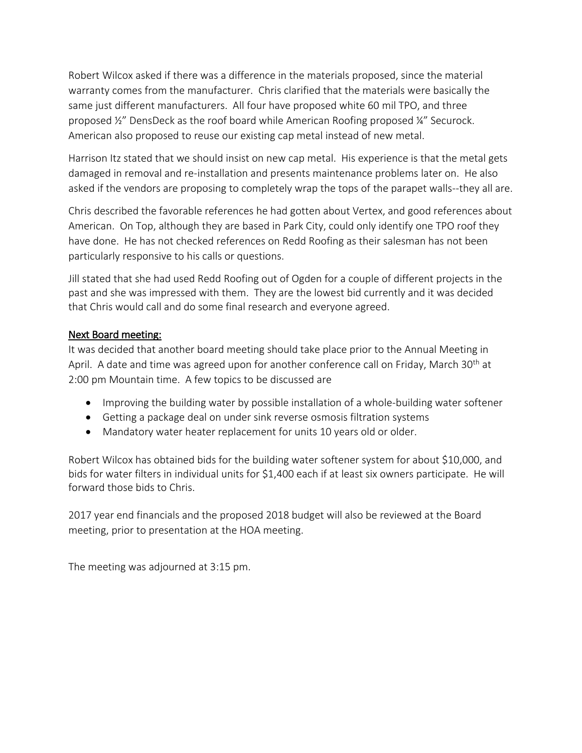Robert Wilcox asked if there was a difference in the materials proposed, since the material warranty comes from the manufacturer. Chris clarified that the materials were basically the same just different manufacturers. All four have proposed white 60 mil TPO, and three proposed ½" DensDeck as the roof board while American Roofing proposed ¼" Securock. American also proposed to reuse our existing cap metal instead of new metal.

Harrison Itz stated that we should insist on new cap metal. His experience is that the metal gets damaged in removal and re-installation and presents maintenance problems later on. He also asked if the vendors are proposing to completely wrap the tops of the parapet walls--they all are.

Chris described the favorable references he had gotten about Vertex, and good references about American. On Top, although they are based in Park City, could only identify one TPO roof they have done. He has not checked references on Redd Roofing as their salesman has not been particularly responsive to his calls or questions.

Jill stated that she had used Redd Roofing out of Ogden for a couple of different projects in the past and she was impressed with them. They are the lowest bid currently and it was decided that Chris would call and do some final research and everyone agreed.

<u>Next Board meeting:</u>

It was decided that another board meeting should take place prior to the Annual Meeting in April. A date and time was agreed upon for another conference call on Friday, March 30th at 2:00 pm Mountain time. A few topics to be discussed are

- Improving the building water by possible installation of a whole-building water softener
- Getting a package deal on under sink reverse osmosis filtration systems
- Mandatory water heater replacement for units 10 years old or older.

Robert Wilcox has obtained bids for the building water softener system for about $10,000, and bids for water filters in individual units for $1,400 each if at least six owners participate. He will forward those bids to Chris.

2017 year end financials and the proposed 2018 budget will also be reviewed at the Board meeting, prior to presentation at the HOA meeting.

The meeting was adjourned at 3:15 pm.